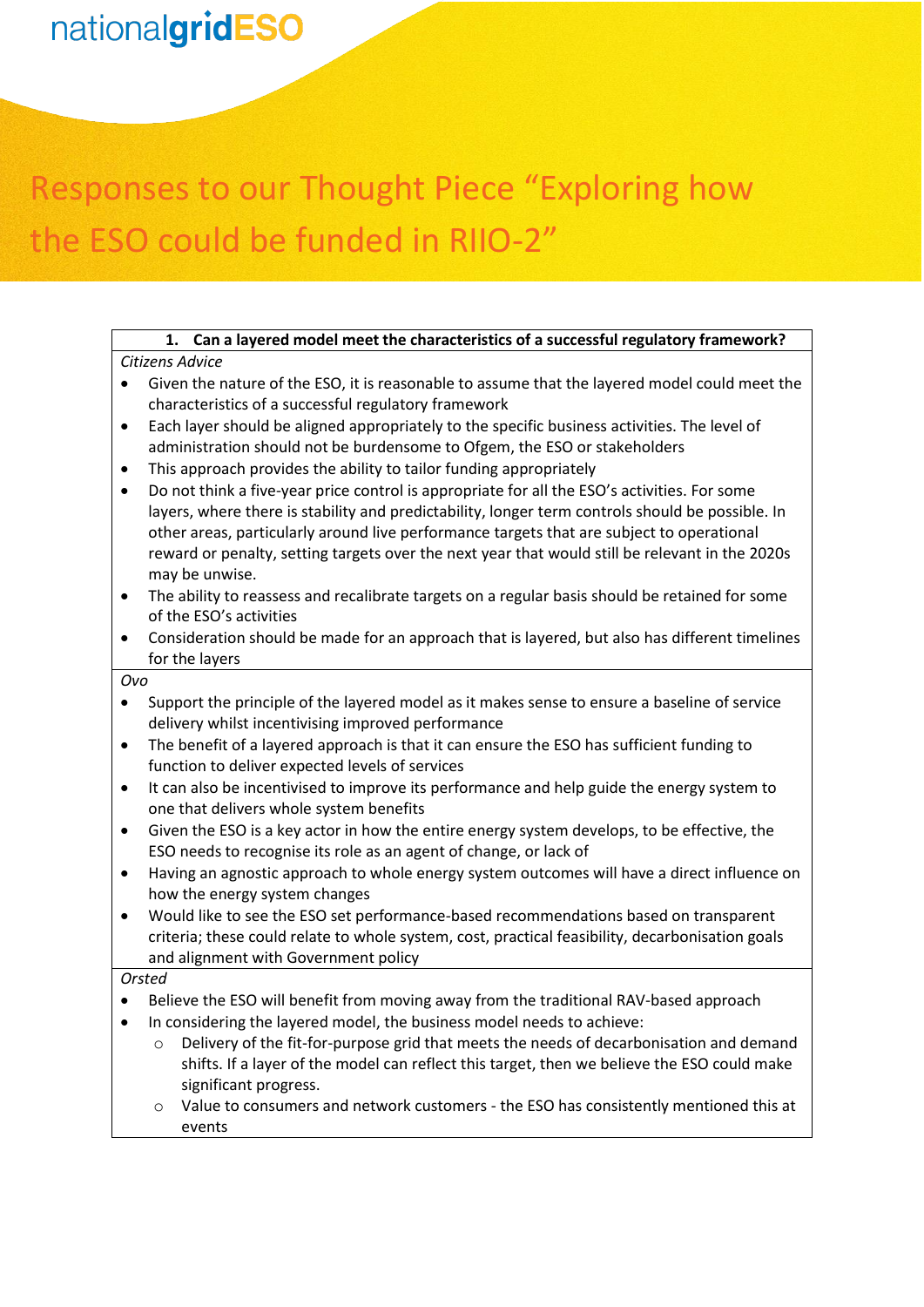nationalgridESO

# Responses to our Thought Piece "Exploring how the ESO could be funded in RIIO-2"

**1. Can a layered model meet the characteristics of a successful regulatory framework?**

*Citizens Advice*

- Given the nature of the ESO, it is reasonable to assume that the layered model could meet the characteristics of a successful regulatory framework
- Each layer should be aligned appropriately to the specific business activities. The level of administration should not be burdensome to Ofgem, the ESO or stakeholders
- This approach provides the ability to tailor funding appropriately
- Do not think a five-year price control is appropriate for all the ESO's activities. For some layers, where there is stability and predictability, longer term controls should be possible. In other areas, particularly around live performance targets that are subject to operational reward or penalty, setting targets over the next year that would still be relevant in the 2020s may be unwise.
- The ability to reassess and recalibrate targets on a regular basis should be retained for some of the ESO's activities
- Consideration should be made for an approach that is layered, but also has different timelines for the layers

*Ovo*

- Support the principle of the layered model as it makes sense to ensure a baseline of service delivery whilst incentivising improved performance
- The benefit of a layered approach is that it can ensure the ESO has sufficient funding to function to deliver expected levels of services
- It can also be incentivised to improve its performance and help guide the energy system to one that delivers whole system benefits
- Given the ESO is a key actor in how the entire energy system develops, to be effective, the ESO needs to recognise its role as an agent of change, or lack of
- Having an agnostic approach to whole energy system outcomes will have a direct influence on how the energy system changes
- Would like to see the ESO set performance-based recommendations based on transparent criteria; these could relate to whole system, cost, practical feasibility, decarbonisation goals and alignment with Government policy

*Orsted*

- Believe the ESO will benefit from moving away from the traditional RAV-based approach
- In considering the layered model, the business model needs to achieve:
  - Delivery of the fit-for-purpose grid that meets the needs of decarbonisation and demand shifts. If a layer of the model can reflect this target, then we believe the ESO could make significant progress.
  - Value to consumers and network customers - the ESO has consistently mentioned this at events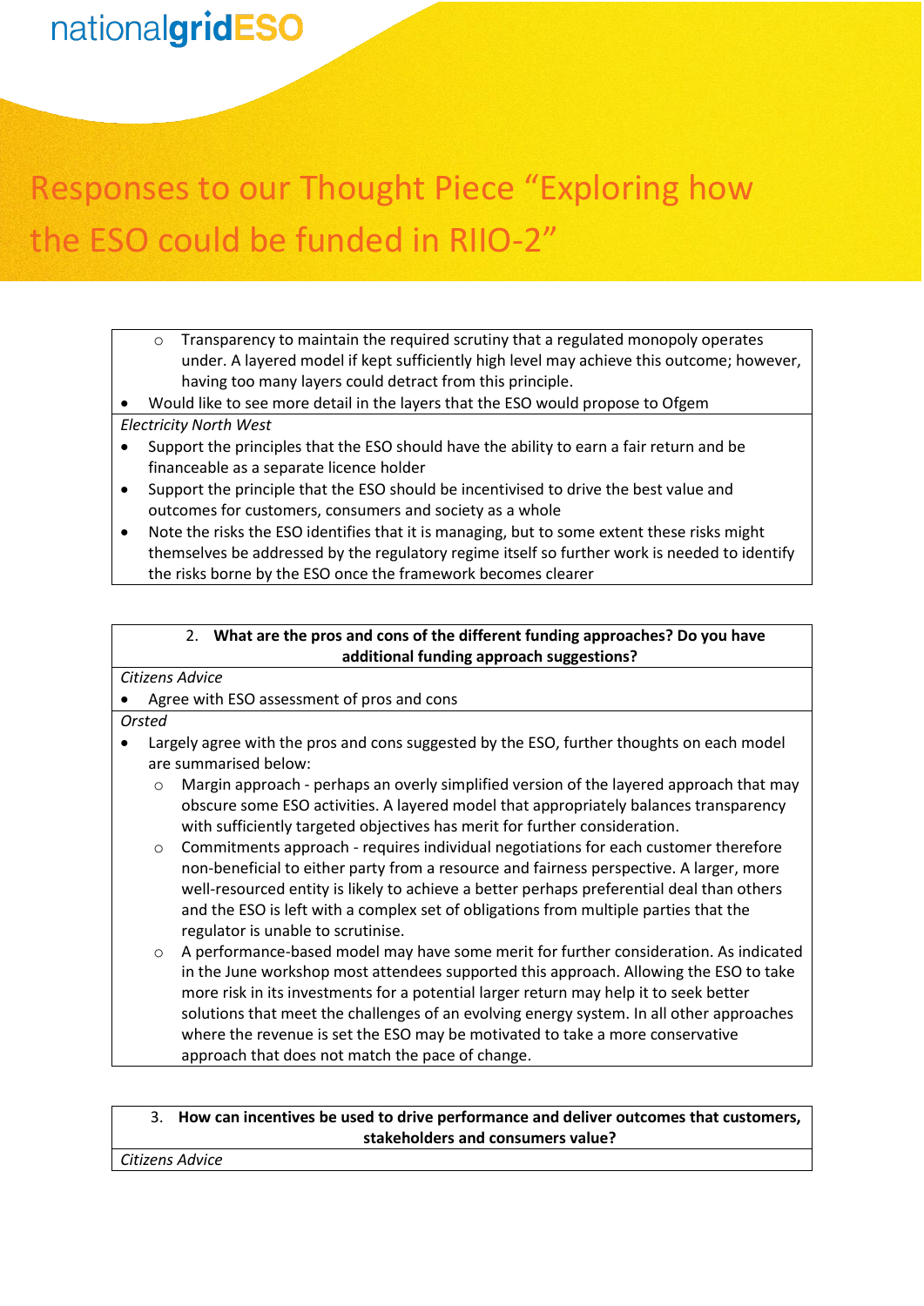# Responses to our Thought Piece "Exploring how the ESO could be funded in RIIO-2"

- Transparency to maintain the required scrutiny that a regulated monopoly operates under. A layered model if kept sufficiently high level may achieve this outcome; however, having too many layers could detract from this principle.
- Would like to see more detail in the layers that the ESO would propose to Ofgem

*Electricity North West*

- Support the principles that the ESO should have the ability to earn a fair return and be financeable as a separate licence holder
- Support the principle that the ESO should be incentivised to drive the best value and outcomes for customers, consumers and society as a whole
- Note the risks the ESO identifies that it is managing, but to some extent these risks might themselves be addressed by the regulatory regime itself so further work is needed to identify the risks borne by the ESO once the framework becomes clearer

**2. What are the pros and cons of the different funding approaches? Do you have additional funding approach suggestions?**

*Citizens Advice*

- Agree with ESO assessment of pros and cons

*Orsted*

- Largely agree with the pros and cons suggested by the ESO, further thoughts on each model are summarised below:
  - Margin approach - perhaps an overly simplified version of the layered approach that may obscure some ESO activities. A layered model that appropriately balances transparency with sufficiently targeted objectives has merit for further consideration.
  - Commitments approach - requires individual negotiations for each customer therefore non-beneficial to either party from a resource and fairness perspective. A larger, more well-resourced entity is likely to achieve a better perhaps preferential deal than others and the ESO is left with a complex set of obligations from multiple parties that the regulator is unable to scrutinise.
  - A performance-based model may have some merit for further consideration. As indicated in the June workshop most attendees supported this approach. Allowing the ESO to take more risk in its investments for a potential larger return may help it to seek better solutions that meet the challenges of an evolving energy system. In all other approaches where the revenue is set the ESO may be motivated to take a more conservative approach that does not match the pace of change.

**3. How can incentives be used to drive performance and deliver outcomes that customers, stakeholders and consumers value?**

*Citizens Advice*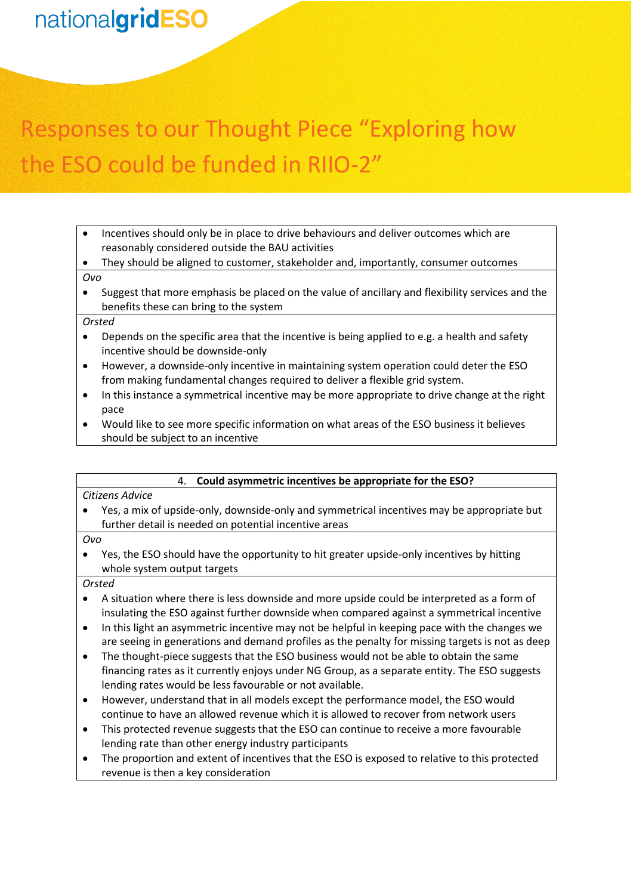# Responses to our Thought Piece "Exploring how the ESO could be funded in RIIO-2"

- Incentives should only be in place to drive behaviours and deliver outcomes which are reasonably considered outside the BAU activities
- They should be aligned to customer, stakeholder and, importantly, consumer outcomes

*Ovo*

- Suggest that more emphasis be placed on the value of ancillary and flexibility services and the benefits these can bring to the system

*Orsted*

- Depends on the specific area that the incentive is being applied to e.g. a health and safety incentive should be downside-only
- However, a downside-only incentive in maintaining system operation could deter the ESO from making fundamental changes required to deliver a flexible grid system.
- In this instance a symmetrical incentive may be more appropriate to drive change at the right pace
- Would like to see more specific information on what areas of the ESO business it believes should be subject to an incentive

### 4. Could asymmetric incentives be appropriate for the ESO?

*Citizens Advice*

- Yes, a mix of upside-only, downside-only and symmetrical incentives may be appropriate but further detail is needed on potential incentive areas

*Ovo*

- Yes, the ESO should have the opportunity to hit greater upside-only incentives by hitting whole system output targets

*Orsted*

- A situation where there is less downside and more upside could be interpreted as a form of insulating the ESO against further downside when compared against a symmetrical incentive
- In this light an asymmetric incentive may not be helpful in keeping pace with the changes we are seeing in generations and demand profiles as the penalty for missing targets is not as deep
- The thought-piece suggests that the ESO business would not be able to obtain the same financing rates as it currently enjoys under NG Group, as a separate entity. The ESO suggests lending rates would be less favourable or not available.
- However, understand that in all models except the performance model, the ESO would continue to have an allowed revenue which it is allowed to recover from network users
- This protected revenue suggests that the ESO can continue to receive a more favourable lending rate than other energy industry participants
- The proportion and extent of incentives that the ESO is exposed to relative to this protected revenue is then a key consideration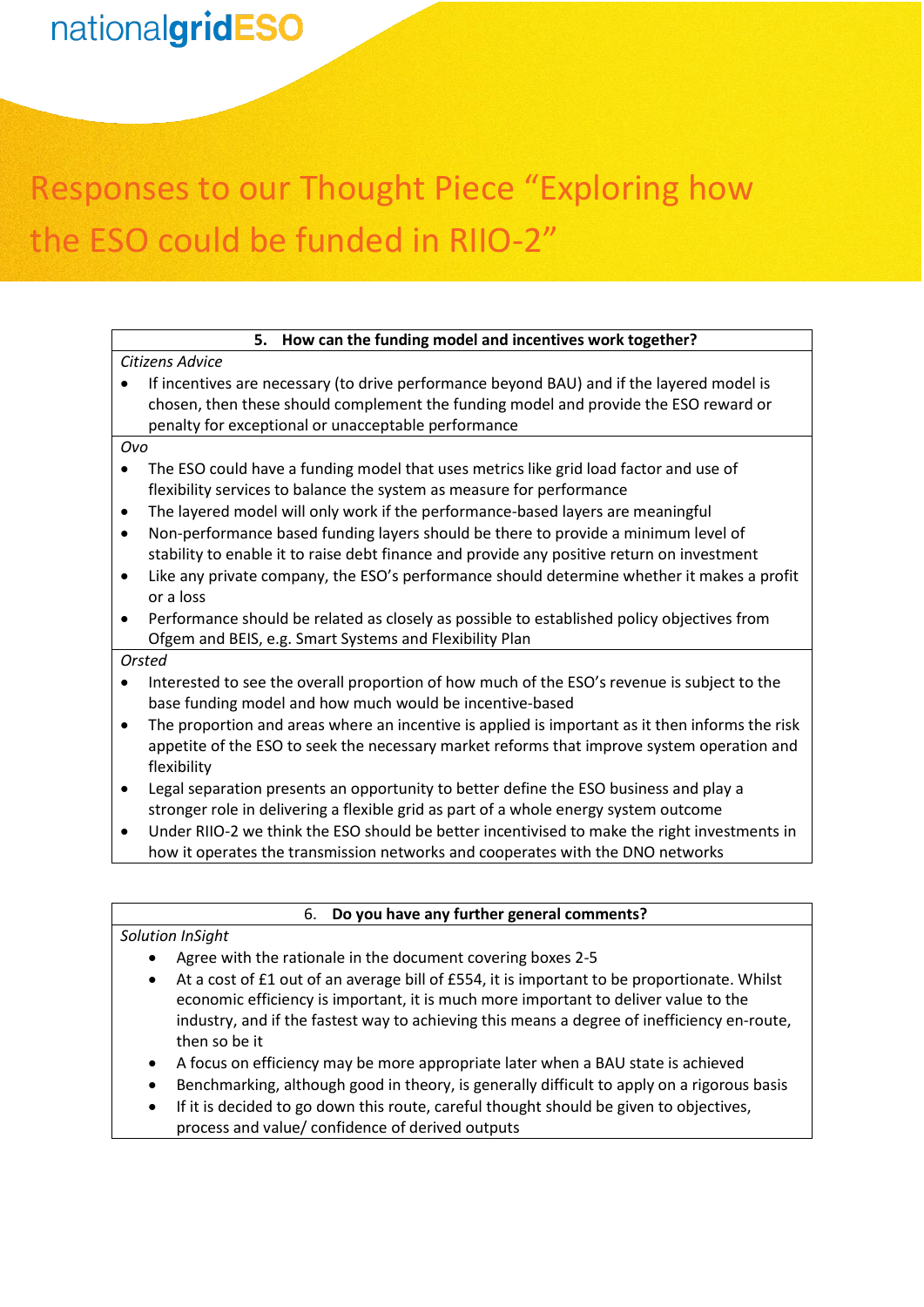# Responses to our Thought Piece "Exploring how the ESO could be funded in RIIO-2"

**5. How can the funding model and incentives work together?**

*Citizens Advice*

- If incentives are necessary (to drive performance beyond BAU) and if the layered model is chosen, then these should complement the funding model and provide the ESO reward or penalty for exceptional or unacceptable performance

*Ovo*

- The ESO could have a funding model that uses metrics like grid load factor and use of flexibility services to balance the system as measure for performance
- The layered model will only work if the performance-based layers are meaningful
- Non-performance based funding layers should be there to provide a minimum level of stability to enable it to raise debt finance and provide any positive return on investment
- Like any private company, the ESO's performance should determine whether it makes a profit or a loss
- Performance should be related as closely as possible to established policy objectives from Ofgem and BEIS, e.g. Smart Systems and Flexibility Plan

*Orsted*

- Interested to see the overall proportion of how much of the ESO's revenue is subject to the base funding model and how much would be incentive-based
- The proportion and areas where an incentive is applied is important as it then informs the risk appetite of the ESO to seek the necessary market reforms that improve system operation and flexibility
- Legal separation presents an opportunity to better define the ESO business and play a stronger role in delivering a flexible grid as part of a whole energy system outcome
- Under RIIO-2 we think the ESO should be better incentivised to make the right investments in how it operates the transmission networks and cooperates with the DNO networks

**6. Do you have any further general comments?**

*Solution InSight*

- Agree with the rationale in the document covering boxes 2-5
- At a cost of £1 out of an average bill of £554, it is important to be proportionate. Whilst economic efficiency is important, it is much more important to deliver value to the industry, and if the fastest way to achieving this means a degree of inefficiency en-route, then so be it
- A focus on efficiency may be more appropriate later when a BAU state is achieved
- Benchmarking, although good in theory, is generally difficult to apply on a rigorous basis
- If it is decided to go down this route, careful thought should be given to objectives, process and value/ confidence of derived outputs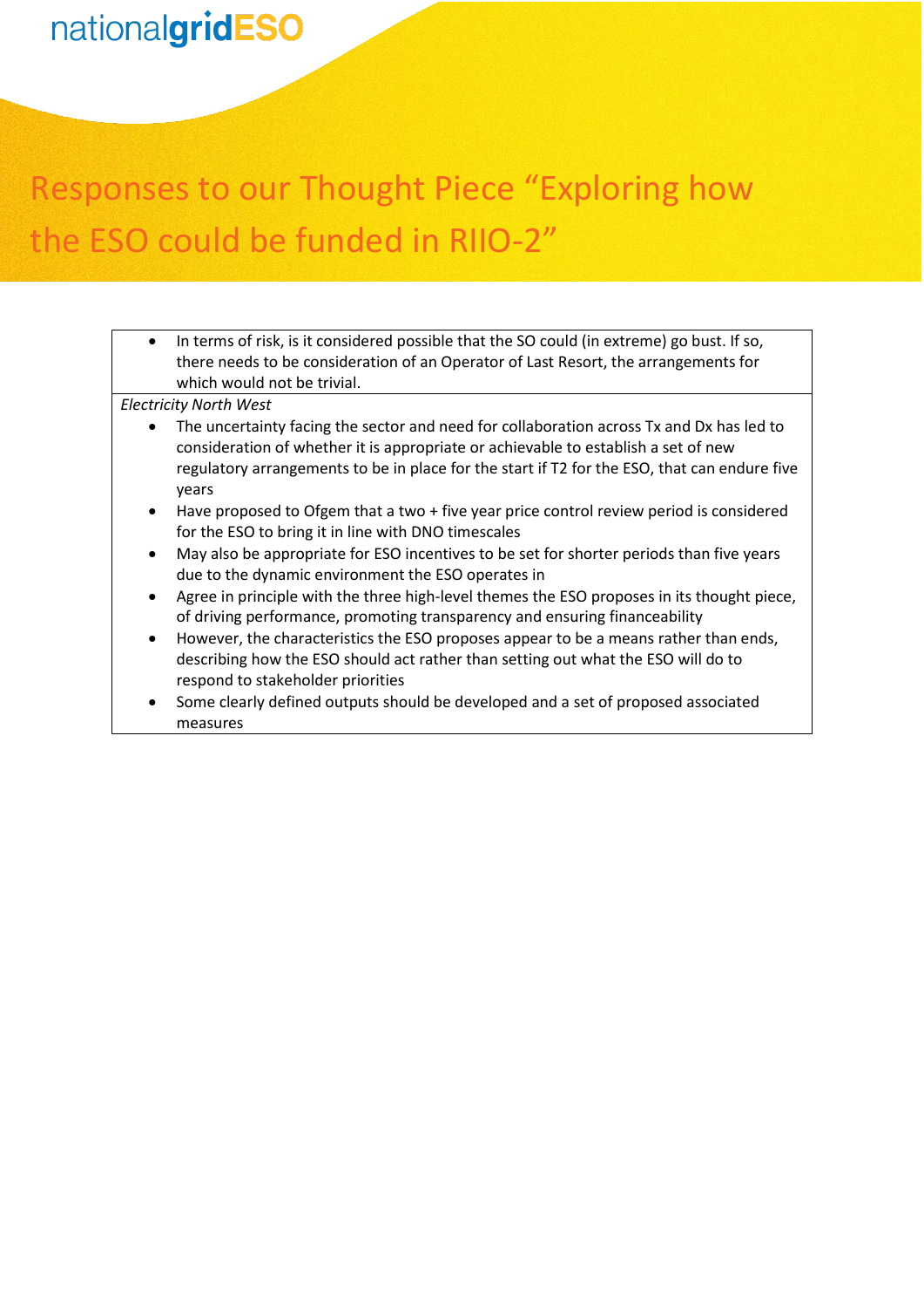# Responses to our Thought Piece "Exploring how the ESO could be funded in RIIO-2"

- In terms of risk, is it considered possible that the SO could (in extreme) go bust. If so, there needs to be consideration of an Operator of Last Resort, the arrangements for which would not be trivial.

*Electricity North West*

- The uncertainty facing the sector and need for collaboration across Tx and Dx has led to consideration of whether it is appropriate or achievable to establish a set of new regulatory arrangements to be in place for the start if T2 for the ESO, that can endure five years
- Have proposed to Ofgem that a two + five year price control review period is considered for the ESO to bring it in line with DNO timescales
- May also be appropriate for ESO incentives to be set for shorter periods than five years due to the dynamic environment the ESO operates in
- Agree in principle with the three high-level themes the ESO proposes in its thought piece, of driving performance, promoting transparency and ensuring financeability
- However, the characteristics the ESO proposes appear to be a means rather than ends, describing how the ESO should act rather than setting out what the ESO will do to respond to stakeholder priorities
- Some clearly defined outputs should be developed and a set of proposed associated measures